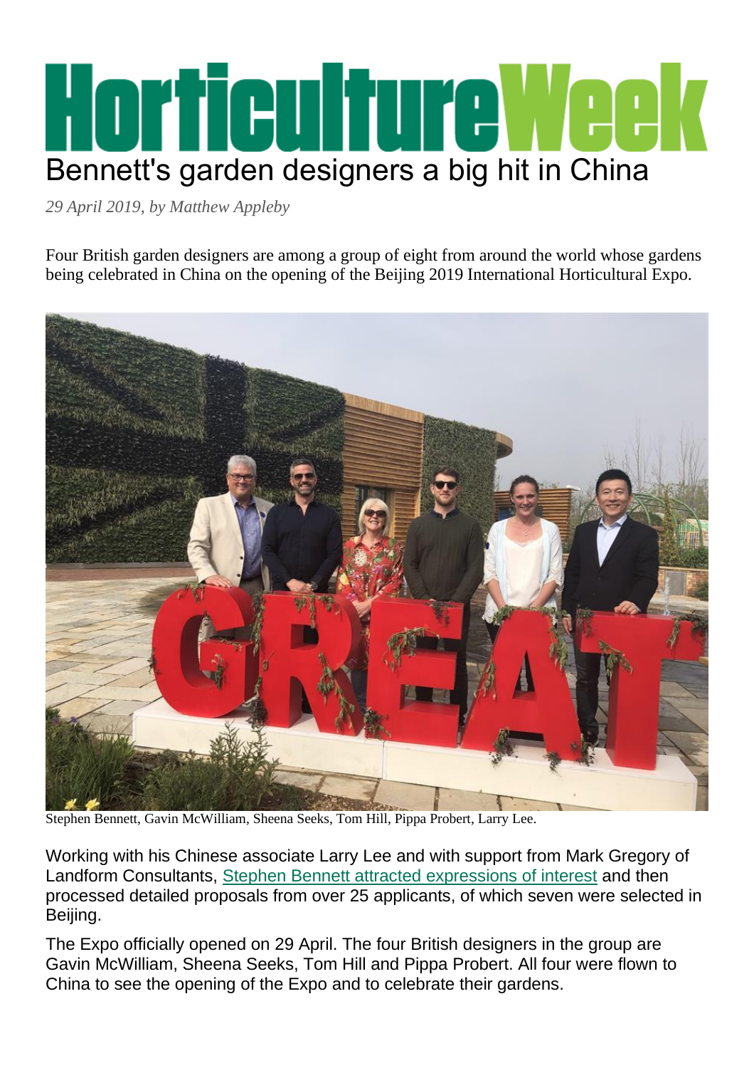# HorticultureWeek

## Bennett's garden designers a big hit in China

*29 April 2019, by Matthew Appleby*

Four British garden designers are among a group of eight from around the world whose gardens being celebrated in China on the opening of the Beijing 2019 International Horticultural Expo.

Stephen Bennett, Gavin McWilliam, Sheena Seeks, Tom Hill, Pippa Probert, Larry Lee.

Working with his Chinese associate Larry Lee and with support from Mark Gregory of Landform Consultants, Stephen Bennett attracted expressions of interest and then processed detailed proposals from over 25 applicants, of which seven were selected in Beijing.

The Expo officially opened on 29 April. The four British designers in the group are Gavin McWilliam, Sheena Seeks, Tom Hill and Pippa Probert. All four were flown to China to see the opening of the Expo and to celebrate their gardens.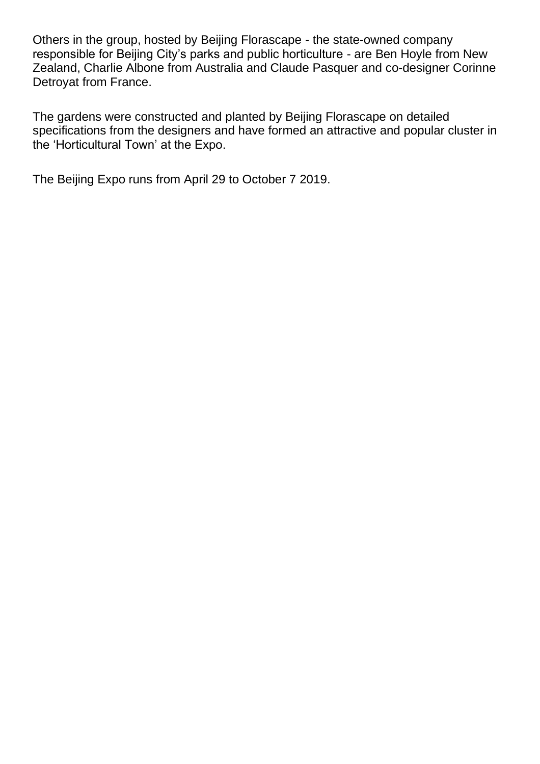Others in the group, hosted by Beijing Florascape - the state-owned company responsible for Beijing City's parks and public horticulture - are Ben Hoyle from New Zealand, Charlie Albone from Australia and Claude Pasquer and co-designer Corinne Detroyat from France.

The gardens were constructed and planted by Beijing Florascape on detailed specifications from the designers and have formed an attractive and popular cluster in the 'Horticultural Town' at the Expo.

The Beijing Expo runs from April 29 to October 7 2019.